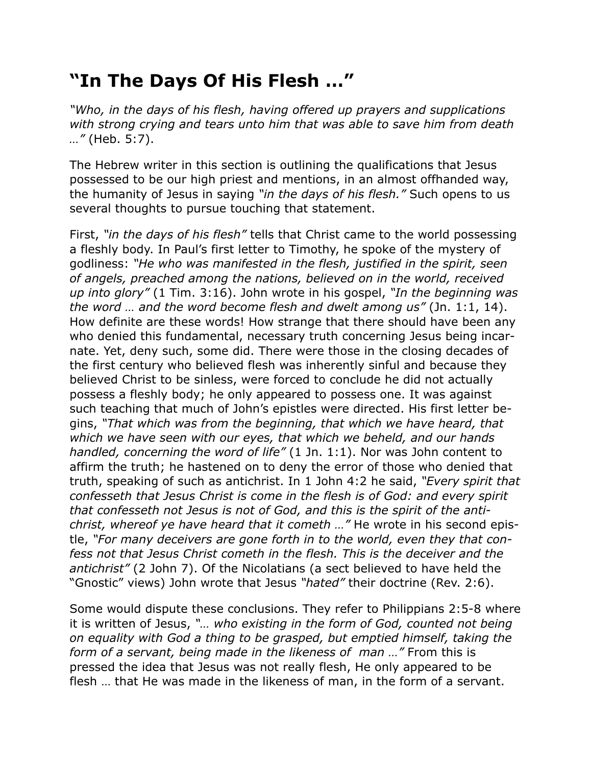# "In The Days Of His Flesh …"

*"Who, in the days of his flesh, having offered up prayers and supplications with strong crying and tears unto him that was able to save him from death …"* (Heb. 5:7).

The Hebrew writer in this section is outlining the qualifications that Jesus possessed to be our high priest and mentions, in an almost offhanded way, the humanity of Jesus in saying *"in the days of his flesh."* Such opens to us several thoughts to pursue touching that statement.

First, *"in the days of his flesh"* tells that Christ came to the world possessing a fleshly body. In Paul's first letter to Timothy, he spoke of the mystery of godliness: *"He who was manifested in the flesh, justified in the spirit, seen of angels, preached among the nations, believed on in the world, received up into glory"* (1 Tim. 3:16). John wrote in his gospel, *"In the beginning was the word … and the word become flesh and dwelt among us"* (Jn. 1:1, 14). How definite are these words! How strange that there should have been any who denied this fundamental, necessary truth concerning Jesus being incarnate. Yet, deny such, some did. There were those in the closing decades of the first century who believed flesh was inherently sinful and because they believed Christ to be sinless, were forced to conclude he did not actually possess a fleshly body; he only appeared to possess one. It was against such teaching that much of John's epistles were directed. His first letter begins, *"That which was from the beginning, that which we have heard, that which we have seen with our eyes, that which we beheld, and our hands handled, concerning the word of life"* (1 Jn. 1:1). Nor was John content to affirm the truth; he hastened on to deny the error of those who denied that truth, speaking of such as antichrist. In 1 John 4:2 he said, *"Every spirit that confesseth that Jesus Christ is come in the flesh is of God: and every spirit that confesseth not Jesus is not of God, and this is the spirit of the antichrist, whereof ye have heard that it cometh …"* He wrote in his second epistle, *"For many deceivers are gone forth in to the world, even they that confess not that Jesus Christ cometh in the flesh. This is the deceiver and the antichrist"* (2 John 7). Of the Nicolatians (a sect believed to have held the "Gnostic" views) John wrote that Jesus *"hated"* their doctrine (Rev. 2:6).

Some would dispute these conclusions. They refer to Philippians 2:5-8 where it is written of Jesus, *"… who existing in the form of God, counted not being on equality with God a thing to be grasped, but emptied himself, taking the form of a servant, being made in the likeness of man …"* From this is pressed the idea that Jesus was not really flesh, He only appeared to be flesh … that He was made in the likeness of man, in the form of a servant.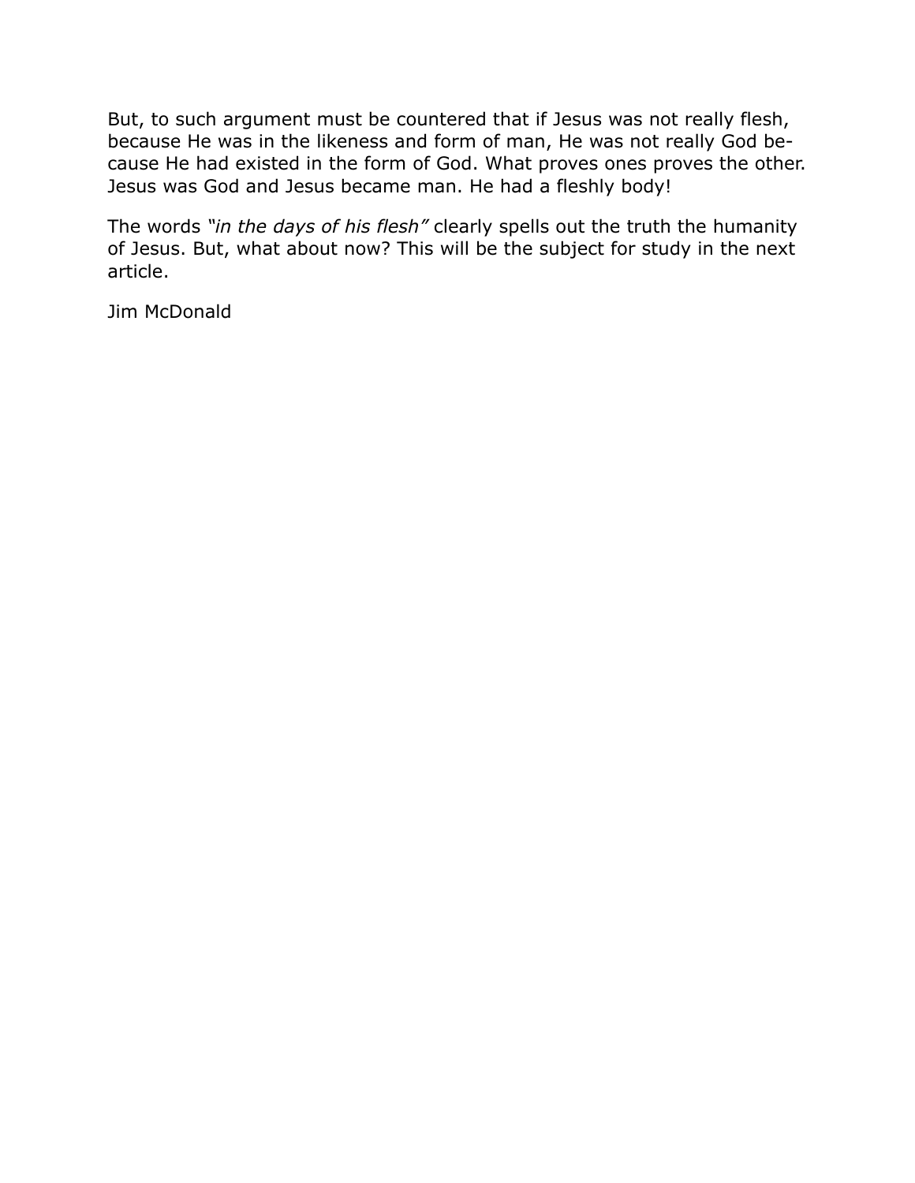But, to such argument must be countered that if Jesus was not really flesh, because He was in the likeness and form of man, He was not really God because He had existed in the form of God. What proves ones proves the other. Jesus was God and Jesus became man. He had a fleshly body!

The words *"in the days of his flesh"* clearly spells out the truth the humanity of Jesus. But, what about now? This will be the subject for study in the next article.

Jim McDonald